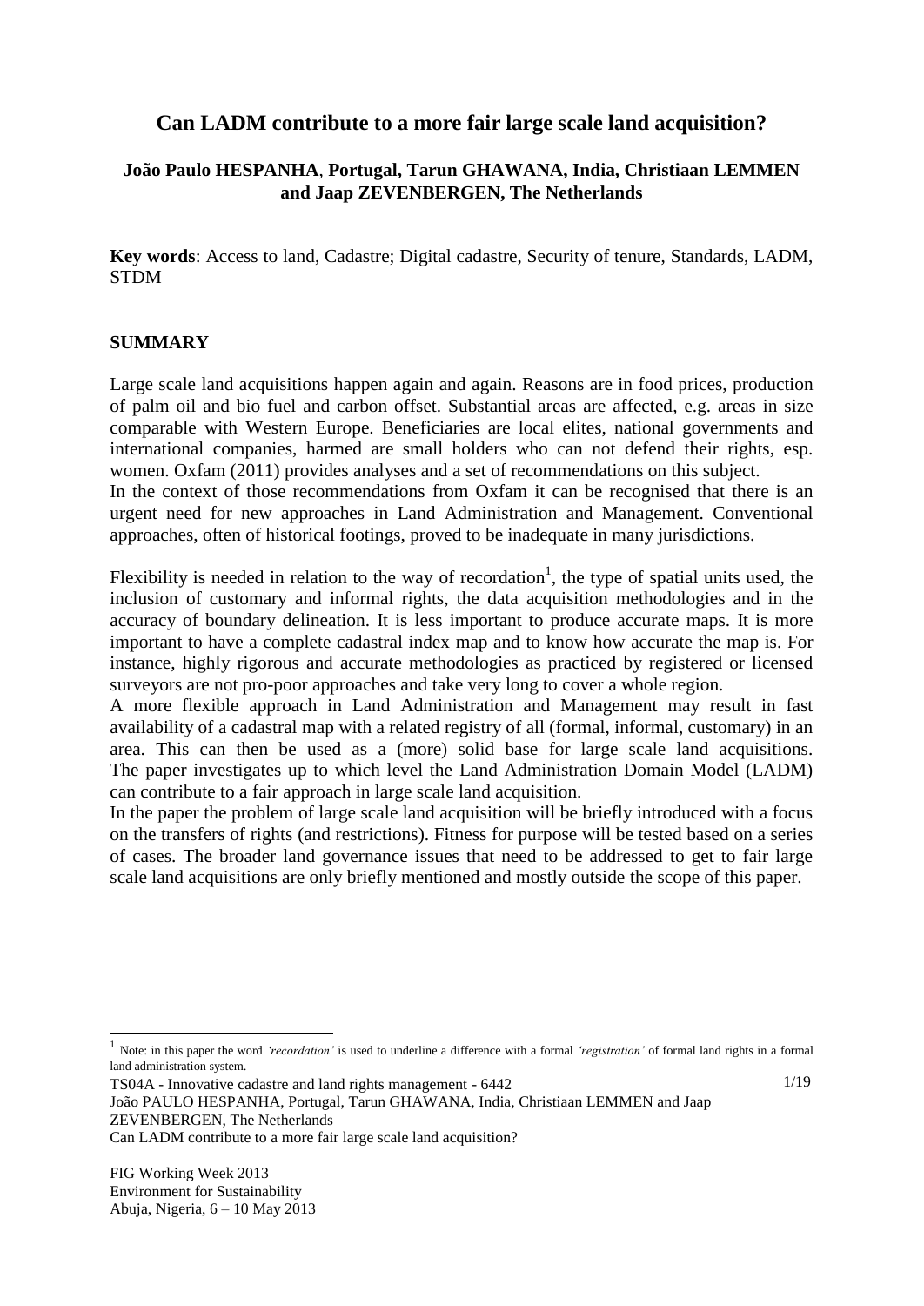# Can LADM contribute to a more fair large scale land acquisition?

**João Paulo HESPANHA, Portugal, Tarun GHAWANA, India, Christiaan LEMMEN and Jaap ZEVENBERGEN, The Netherlands**

**Key words**: Access to land, Cadastre; Digital cadastre, Security of tenure, Standards, LADM, STDM

## SUMMARY

Large scale land acquisitions happen again and again. Reasons are in food prices, production of palm oil and bio fuel and carbon offset. Substantial areas are affected, e.g. areas in size comparable with Western Europe. Beneficiaries are local elites, national governments and international companies, harmed are small holders who can not defend their rights, esp. women. Oxfam (2011) provides analyses and a set of recommendations on this subject.
In the context of those recommendations from Oxfam it can be recognised that there is an urgent need for new approaches in Land Administration and Management. Conventional approaches, often of historical footings, proved to be inadequate in many jurisdictions.

Flexibility is needed in relation to the way of recordation[1], the type of spatial units used, the inclusion of customary and informal rights, the data acquisition methodologies and in the accuracy of boundary delineation. It is less important to produce accurate maps. It is more important to have a complete cadastral index map and to know how accurate the map is. For instance, highly rigorous and accurate methodologies as practiced by registered or licensed surveyors are not pro-poor approaches and take very long to cover a whole region.
A more flexible approach in Land Administration and Management may result in fast availability of a cadastral map with a related registry of all (formal, informal, customary) in an area. This can then be used as a (more) solid base for large scale land acquisitions. The paper investigates up to which level the Land Administration Domain Model (LADM) can contribute to a fair approach in large scale land acquisition.
In the paper the problem of large scale land acquisition will be briefly introduced with a focus on the transfers of rights (and restrictions). Fitness for purpose will be tested based on a series of cases. The broader land governance issues that need to be addressed to get to fair large scale land acquisitions are only briefly mentioned and mostly outside the scope of this paper.

[1] Note: in this paper the word *'recordation'* is used to underline a difference with a formal *'registration'* of formal land rights in a formal land administration system.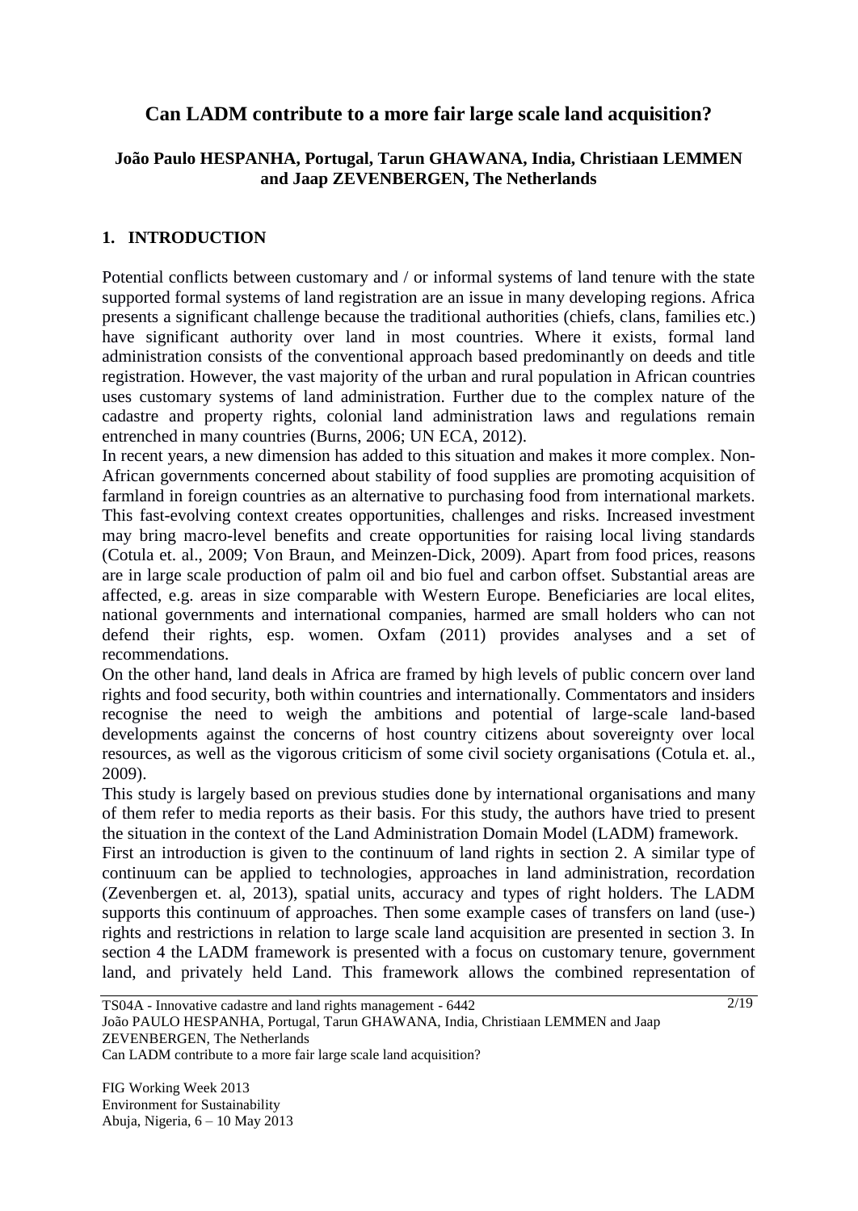# Can LADM contribute to a more fair large scale land acquisition?

**João Paulo HESPANHA, Portugal, Tarun GHAWANA, India, Christiaan LEMMEN and Jaap ZEVENBERGEN, The Netherlands**

## 1. INTRODUCTION

Potential conflicts between customary and / or informal systems of land tenure with the state supported formal systems of land registration are an issue in many developing regions. Africa presents a significant challenge because the traditional authorities (chiefs, clans, families etc.) have significant authority over land in most countries. Where it exists, formal land administration consists of the conventional approach based predominantly on deeds and title registration. However, the vast majority of the urban and rural population in African countries uses customary systems of land administration. Further due to the complex nature of the cadastre and property rights, colonial land administration laws and regulations remain entrenched in many countries (Burns, 2006; UN ECA, 2012).

In recent years, a new dimension has added to this situation and makes it more complex. Non-African governments concerned about stability of food supplies are promoting acquisition of farmland in foreign countries as an alternative to purchasing food from international markets. This fast-evolving context creates opportunities, challenges and risks. Increased investment may bring macro-level benefits and create opportunities for raising local living standards (Cotula et. al., 2009; Von Braun, and Meinzen-Dick, 2009). Apart from food prices, reasons are in large scale production of palm oil and bio fuel and carbon offset. Substantial areas are affected, e.g. areas in size comparable with Western Europe. Beneficiaries are local elites, national governments and international companies, harmed are small holders who can not defend their rights, esp. women. Oxfam (2011) provides analyses and a set of recommendations.

On the other hand, land deals in Africa are framed by high levels of public concern over land rights and food security, both within countries and internationally. Commentators and insiders recognise the need to weigh the ambitions and potential of large-scale land-based developments against the concerns of host country citizens about sovereignty over local resources, as well as the vigorous criticism of some civil society organisations (Cotula et. al., 2009).

This study is largely based on previous studies done by international organisations and many of them refer to media reports as their basis. For this study, the authors have tried to present the situation in the context of the Land Administration Domain Model (LADM) framework.

First an introduction is given to the continuum of land rights in section 2. A similar type of continuum can be applied to technologies, approaches in land administration, recordation (Zevenbergen et. al, 2013), spatial units, accuracy and types of right holders. The LADM supports this continuum of approaches. Then some example cases of transfers on land (use-) rights and restrictions in relation to large scale land acquisition are presented in section 3. In section 4 the LADM framework is presented with a focus on customary tenure, government land, and privately held Land. This framework allows the combined representation of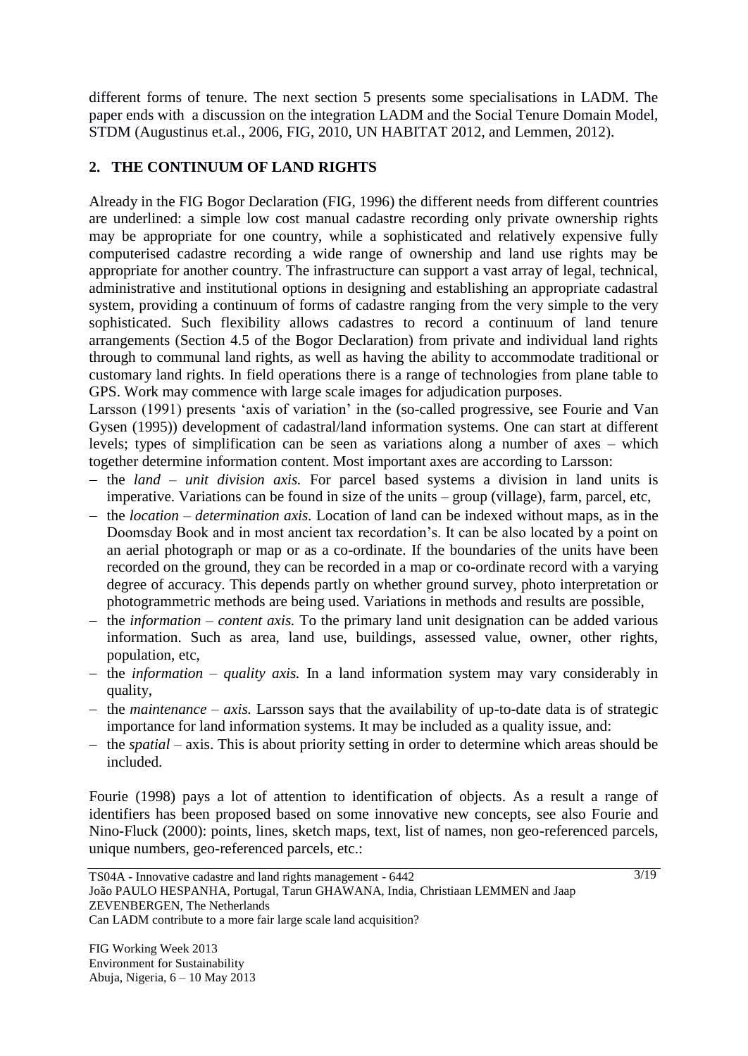different forms of tenure. The next section 5 presents some specialisations in LADM. The paper ends with a discussion on the integration LADM and the Social Tenure Domain Model, STDM (Augustinus et.al., 2006, FIG, 2010, UN HABITAT 2012, and Lemmen, 2012).

## 2. THE CONTINUUM OF LAND RIGHTS

Already in the FIG Bogor Declaration (FIG, 1996) the different needs from different countries are underlined: a simple low cost manual cadastre recording only private ownership rights may be appropriate for one country, while a sophisticated and relatively expensive fully computerised cadastre recording a wide range of ownership and land use rights may be appropriate for another country. The infrastructure can support a vast array of legal, technical, administrative and institutional options in designing and establishing an appropriate cadastral system, providing a continuum of forms of cadastre ranging from the very simple to the very sophisticated. Such flexibility allows cadastres to record a continuum of land tenure arrangements (Section 4.5 of the Bogor Declaration) from private and individual land rights through to communal land rights, as well as having the ability to accommodate traditional or customary land rights. In field operations there is a range of technologies from plane table to GPS. Work may commence with large scale images for adjudication purposes.

Larsson (1991) presents 'axis of variation' in the (so-called progressive, see Fourie and Van Gysen (1995)) development of cadastral/land information systems. One can start at different levels; types of simplification can be seen as variations along a number of axes – which together determine information content. Most important axes are according to Larsson:

- the *land – unit division axis.* For parcel based systems a division in land units is imperative. Variations can be found in size of the units – group (village), farm, parcel, etc,
- the *location – determination axis.* Location of land can be indexed without maps, as in the Doomsday Book and in most ancient tax recordation's. It can be also located by a point on an aerial photograph or map or as a co-ordinate. If the boundaries of the units have been recorded on the ground, they can be recorded in a map or co-ordinate record with a varying degree of accuracy. This depends partly on whether ground survey, photo interpretation or photogrammetric methods are being used. Variations in methods and results are possible,
- the *information – content axis.* To the primary land unit designation can be added various information. Such as area, land use, buildings, assessed value, owner, other rights, population, etc,
- the *information – quality axis.* In a land information system may vary considerably in quality,
- the *maintenance – axis.* Larsson says that the availability of up-to-date data is of strategic importance for land information systems. It may be included as a quality issue, and:
- the *spatial* – axis. This is about priority setting in order to determine which areas should be included.

Fourie (1998) pays a lot of attention to identification of objects. As a result a range of identifiers has been proposed based on some innovative new concepts, see also Fourie and Nino-Fluck (2000): points, lines, sketch maps, text, list of names, non geo-referenced parcels, unique numbers, geo-referenced parcels, etc.: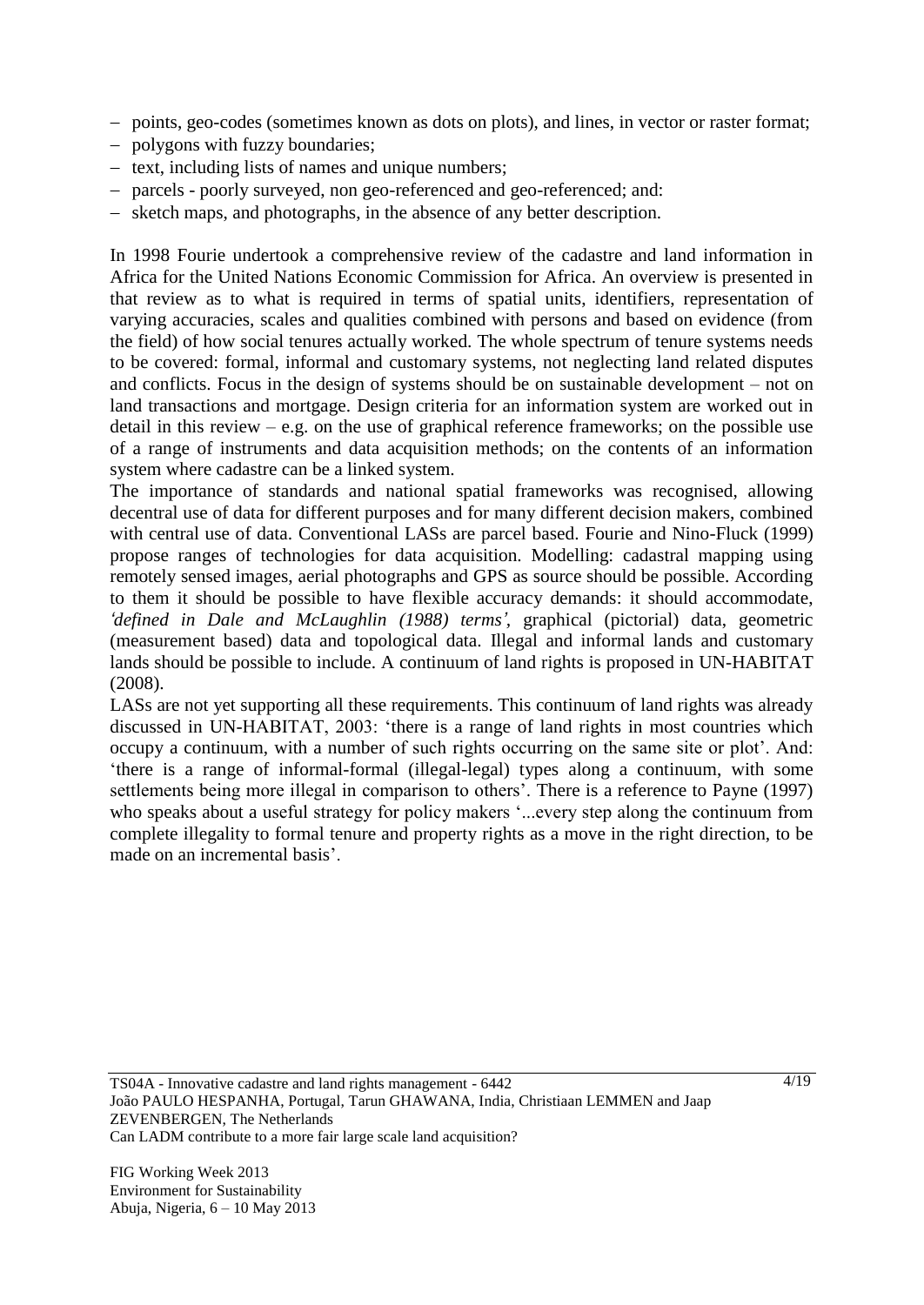- points, geo-codes (sometimes known as dots on plots), and lines, in vector or raster format;
- polygons with fuzzy boundaries;
- text, including lists of names and unique numbers;
- parcels - poorly surveyed, non geo-referenced and geo-referenced; and:
- sketch maps, and photographs, in the absence of any better description.

In 1998 Fourie undertook a comprehensive review of the cadastre and land information in Africa for the United Nations Economic Commission for Africa. An overview is presented in that review as to what is required in terms of spatial units, identifiers, representation of varying accuracies, scales and qualities combined with persons and based on evidence (from the field) of how social tenures actually worked. The whole spectrum of tenure systems needs to be covered: formal, informal and customary systems, not neglecting land related disputes and conflicts. Focus in the design of systems should be on sustainable development – not on land transactions and mortgage. Design criteria for an information system are worked out in detail in this review – e.g. on the use of graphical reference frameworks; on the possible use of a range of instruments and data acquisition methods; on the contents of an information system where cadastre can be a linked system.

The importance of standards and national spatial frameworks was recognised, allowing decentral use of data for different purposes and for many different decision makers, combined with central use of data. Conventional LASs are parcel based. Fourie and Nino-Fluck (1999) propose ranges of technologies for data acquisition. Modelling: cadastral mapping using remotely sensed images, aerial photographs and GPS as source should be possible. According to them it should be possible to have flexible accuracy demands: it should accommodate, *'defined in Dale and McLaughlin (1988) terms'*, graphical (pictorial) data, geometric (measurement based) data and topological data. Illegal and informal lands and customary lands should be possible to include. A continuum of land rights is proposed in UN-HABITAT (2008).

LASs are not yet supporting all these requirements. This continuum of land rights was already discussed in UN-HABITAT, 2003: 'there is a range of land rights in most countries which occupy a continuum, with a number of such rights occurring on the same site or plot'. And: 'there is a range of informal-formal (illegal-legal) types along a continuum, with some settlements being more illegal in comparison to others'. There is a reference to Payne (1997) who speaks about a useful strategy for policy makers '...every step along the continuum from complete illegality to formal tenure and property rights as a move in the right direction, to be made on an incremental basis'.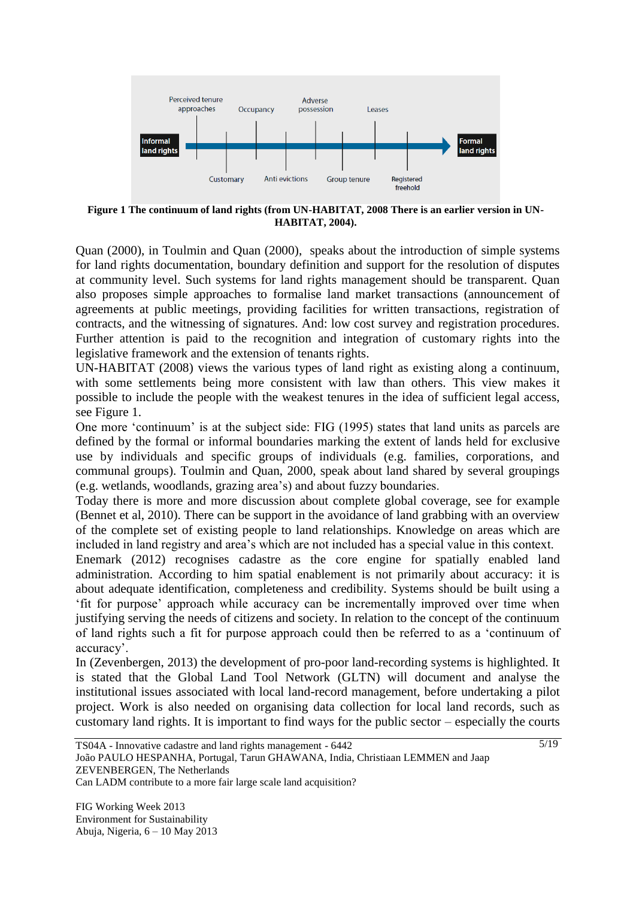Informal land rights

Perceived tenure approaches

Customary

Occupancy

Anti evictions

Adverse possession

Group tenure

Leases

Registered freehold

Formal land rights

**Figure 1 The continuum of land rights (from UN-HABITAT, 2008 There is an earlier version in UN-HABITAT, 2004).**

Quan (2000), in Toulmin and Quan (2000), speaks about the introduction of simple systems for land rights documentation, boundary definition and support for the resolution of disputes at community level. Such systems for land rights management should be transparent. Quan also proposes simple approaches to formalise land market transactions (announcement of agreements at public meetings, providing facilities for written transactions, registration of contracts, and the witnessing of signatures. And: low cost survey and registration procedures. Further attention is paid to the recognition and integration of customary rights into the legislative framework and the extension of tenants rights.

UN-HABITAT (2008) views the various types of land right as existing along a continuum, with some settlements being more consistent with law than others. This view makes it possible to include the people with the weakest tenures in the idea of sufficient legal access, see Figure 1.

One more 'continuum' is at the subject side: FIG (1995) states that land units as parcels are defined by the formal or informal boundaries marking the extent of lands held for exclusive use by individuals and specific groups of individuals (e.g. families, corporations, and communal groups). Toulmin and Quan, 2000, speak about land shared by several groupings (e.g. wetlands, woodlands, grazing area's) and about fuzzy boundaries.

Today there is more and more discussion about complete global coverage, see for example (Bennet et al, 2010). There can be support in the avoidance of land grabbing with an overview of the complete set of existing people to land relationships. Knowledge on areas which are included in land registry and area's which are not included has a special value in this context.

Enemark (2012) recognises cadastre as the core engine for spatially enabled land administration. According to him spatial enablement is not primarily about accuracy: it is about adequate identification, completeness and credibility. Systems should be built using a 'fit for purpose' approach while accuracy can be incrementally improved over time when justifying serving the needs of citizens and society. In relation to the concept of the continuum of land rights such a fit for purpose approach could then be referred to as a 'continuum of accuracy'.

In (Zevenbergen, 2013) the development of pro-poor land-recording systems is highlighted. It is stated that the Global Land Tool Network (GLTN) will document and analyse the institutional issues associated with local land-record management, before undertaking a pilot project. Work is also needed on organising data collection for local land records, such as customary land rights. It is important to find ways for the public sector – especially the courts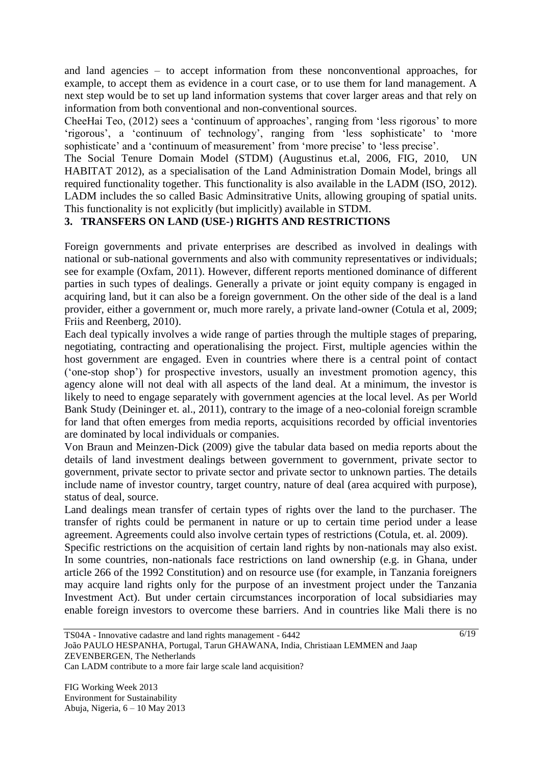and land agencies – to accept information from these nonconventional approaches, for example, to accept them as evidence in a court case, or to use them for land management. A next step would be to set up land information systems that cover larger areas and that rely on information from both conventional and non-conventional sources.

CheeHai Teo, (2012) sees a 'continuum of approaches', ranging from 'less rigorous' to more 'rigorous', a 'continuum of technology', ranging from 'less sophisticate' to 'more sophisticate' and a 'continuum of measurement' from 'more precise' to 'less precise'.

The Social Tenure Domain Model (STDM) (Augustinus et.al, 2006, FIG, 2010, UN HABITAT 2012), as a specialisation of the Land Administration Domain Model, brings all required functionality together. This functionality is also available in the LADM (ISO, 2012). LADM includes the so called Basic Adminsitrative Units, allowing grouping of spatial units. This functionality is not explicitly (but implicitly) available in STDM.

## 3. TRANSFERS ON LAND (USE-) RIGHTS AND RESTRICTIONS

Foreign governments and private enterprises are described as involved in dealings with national or sub-national governments and also with community representatives or individuals; see for example (Oxfam, 2011). However, different reports mentioned dominance of different parties in such types of dealings. Generally a private or joint equity company is engaged in acquiring land, but it can also be a foreign government. On the other side of the deal is a land provider, either a government or, much more rarely, a private land-owner (Cotula et al, 2009; Friis and Reenberg, 2010).

Each deal typically involves a wide range of parties through the multiple stages of preparing, negotiating, contracting and operationalising the project. First, multiple agencies within the host government are engaged. Even in countries where there is a central point of contact ('one-stop shop') for prospective investors, usually an investment promotion agency, this agency alone will not deal with all aspects of the land deal. At a minimum, the investor is likely to need to engage separately with government agencies at the local level. As per World Bank Study (Deininger et. al., 2011), contrary to the image of a neo-colonial foreign scramble for land that often emerges from media reports, acquisitions recorded by official inventories are dominated by local individuals or companies.

Von Braun and Meinzen-Dick (2009) give the tabular data based on media reports about the details of land investment dealings between government to government, private sector to government, private sector to private sector and private sector to unknown parties. The details include name of investor country, target country, nature of deal (area acquired with purpose), status of deal, source.

Land dealings mean transfer of certain types of rights over the land to the purchaser. The transfer of rights could be permanent in nature or up to certain time period under a lease agreement. Agreements could also involve certain types of restrictions (Cotula, et. al. 2009).

Specific restrictions on the acquisition of certain land rights by non-nationals may also exist. In some countries, non-nationals face restrictions on land ownership (e.g. in Ghana, under article 266 of the 1992 Constitution) and on resource use (for example, in Tanzania foreigners may acquire land rights only for the purpose of an investment project under the Tanzania Investment Act). But under certain circumstances incorporation of local subsidiaries may enable foreign investors to overcome these barriers. And in countries like Mali there is no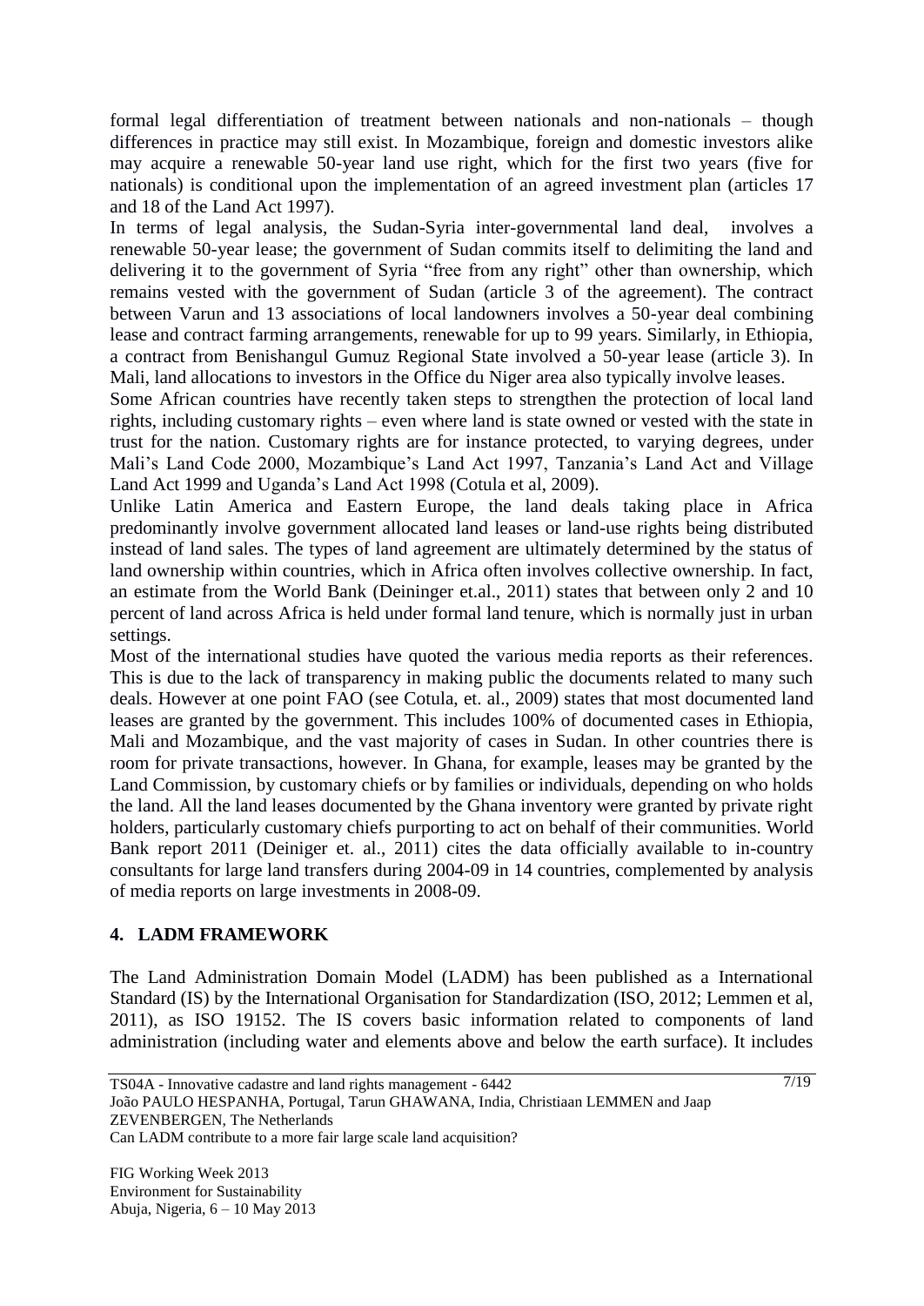formal legal differentiation of treatment between nationals and non-nationals – though differences in practice may still exist. In Mozambique, foreign and domestic investors alike may acquire a renewable 50-year land use right, which for the first two years (five for nationals) is conditional upon the implementation of an agreed investment plan (articles 17 and 18 of the Land Act 1997).

In terms of legal analysis, the Sudan-Syria inter-governmental land deal, involves a renewable 50-year lease; the government of Sudan commits itself to delimiting the land and delivering it to the government of Syria "free from any right" other than ownership, which remains vested with the government of Sudan (article 3 of the agreement). The contract between Varun and 13 associations of local landowners involves a 50-year deal combining lease and contract farming arrangements, renewable for up to 99 years. Similarly, in Ethiopia, a contract from Benishangul Gumuz Regional State involved a 50-year lease (article 3). In Mali, land allocations to investors in the Office du Niger area also typically involve leases.

Some African countries have recently taken steps to strengthen the protection of local land rights, including customary rights – even where land is state owned or vested with the state in trust for the nation. Customary rights are for instance protected, to varying degrees, under Mali's Land Code 2000, Mozambique's Land Act 1997, Tanzania's Land Act and Village Land Act 1999 and Uganda's Land Act 1998 (Cotula et al, 2009).

Unlike Latin America and Eastern Europe, the land deals taking place in Africa predominantly involve government allocated land leases or land-use rights being distributed instead of land sales. The types of land agreement are ultimately determined by the status of land ownership within countries, which in Africa often involves collective ownership. In fact, an estimate from the World Bank (Deininger et.al., 2011) states that between only 2 and 10 percent of land across Africa is held under formal land tenure, which is normally just in urban settings.

Most of the international studies have quoted the various media reports as their references. This is due to the lack of transparency in making public the documents related to many such deals. However at one point FAO (see Cotula, et. al., 2009) states that most documented land leases are granted by the government. This includes 100% of documented cases in Ethiopia, Mali and Mozambique, and the vast majority of cases in Sudan. In other countries there is room for private transactions, however. In Ghana, for example, leases may be granted by the Land Commission, by customary chiefs or by families or individuals, depending on who holds the land. All the land leases documented by the Ghana inventory were granted by private right holders, particularly customary chiefs purporting to act on behalf of their communities. World Bank report 2011 (Deiniger et. al., 2011) cites the data officially available to in-country consultants for large land transfers during 2004-09 in 14 countries, complemented by analysis of media reports on large investments in 2008-09.

## 4. LADM FRAMEWORK

The Land Administration Domain Model (LADM) has been published as a International Standard (IS) by the International Organisation for Standardization (ISO, 2012; Lemmen et al, 2011), as ISO 19152. The IS covers basic information related to components of land administration (including water and elements above and below the earth surface). It includes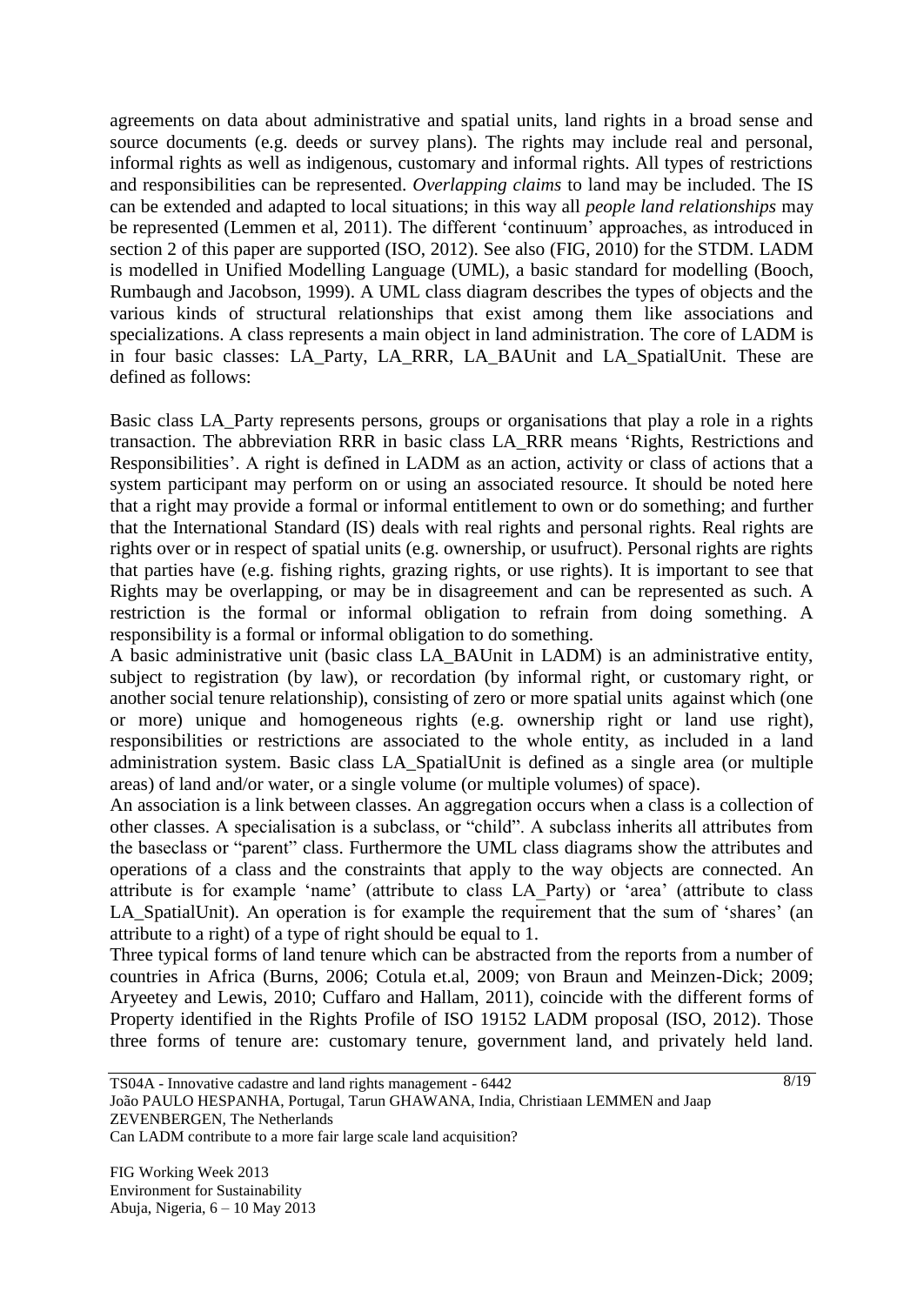agreements on data about administrative and spatial units, land rights in a broad sense and source documents (e.g. deeds or survey plans). The rights may include real and personal, informal rights as well as indigenous, customary and informal rights. All types of restrictions and responsibilities can be represented. *Overlapping claims* to land may be included. The IS can be extended and adapted to local situations; in this way all *people land relationships* may be represented (Lemmen et al, 2011). The different 'continuum' approaches, as introduced in section 2 of this paper are supported (ISO, 2012). See also (FIG, 2010) for the STDM. LADM is modelled in Unified Modelling Language (UML), a basic standard for modelling (Booch, Rumbaugh and Jacobson, 1999). A UML class diagram describes the types of objects and the various kinds of structural relationships that exist among them like associations and specializations. A class represents a main object in land administration. The core of LADM is in four basic classes: LA_Party, LA_RRR, LA_BAUnit and LA_SpatialUnit. These are defined as follows:

Basic class LA_Party represents persons, groups or organisations that play a role in a rights transaction. The abbreviation RRR in basic class LA_RRR means 'Rights, Restrictions and Responsibilities'. A right is defined in LADM as an action, activity or class of actions that a system participant may perform on or using an associated resource. It should be noted here that a right may provide a formal or informal entitlement to own or do something; and further that the International Standard (IS) deals with real rights and personal rights. Real rights are rights over or in respect of spatial units (e.g. ownership, or usufruct). Personal rights are rights that parties have (e.g. fishing rights, grazing rights, or use rights). It is important to see that Rights may be overlapping, or may be in disagreement and can be represented as such. A restriction is the formal or informal obligation to refrain from doing something. A responsibility is a formal or informal obligation to do something.

A basic administrative unit (basic class LA_BAUnit in LADM) is an administrative entity, subject to registration (by law), or recordation (by informal right, or customary right, or another social tenure relationship), consisting of zero or more spatial units against which (one or more) unique and homogeneous rights (e.g. ownership right or land use right), responsibilities or restrictions are associated to the whole entity, as included in a land administration system. Basic class LA_SpatialUnit is defined as a single area (or multiple areas) of land and/or water, or a single volume (or multiple volumes) of space).

An association is a link between classes. An aggregation occurs when a class is a collection of other classes. A specialisation is a subclass, or "child". A subclass inherits all attributes from the baseclass or "parent" class. Furthermore the UML class diagrams show the attributes and operations of a class and the constraints that apply to the way objects are connected. An attribute is for example 'name' (attribute to class LA_Party) or 'area' (attribute to class LA_SpatialUnit). An operation is for example the requirement that the sum of 'shares' (an attribute to a right) of a type of right should be equal to 1.

Three typical forms of land tenure which can be abstracted from the reports from a number of countries in Africa (Burns, 2006; Cotula et.al, 2009; von Braun and Meinzen-Dick; 2009; Aryeetey and Lewis, 2010; Cuffaro and Hallam, 2011), coincide with the different forms of Property identified in the Rights Profile of ISO 19152 LADM proposal (ISO, 2012). Those three forms of tenure are: customary tenure, government land, and privately held land.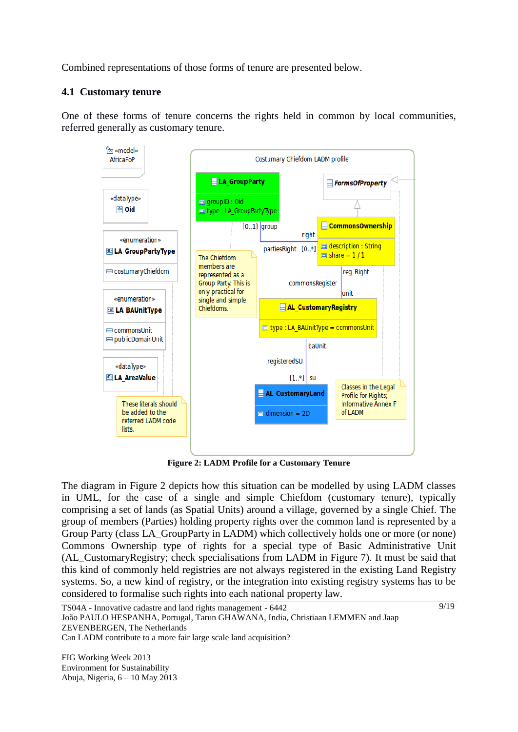Combined representations of those forms of tenure are presented below.

## 4.1 Customary tenure

One of these forms of tenure concerns the rights held in common by local communities, referred generally as customary tenure.

**Figure 2: LADM Profile for a Customary Tenure**

The diagram in Figure 2 depicts how this situation can be modelled by using LADM classes in UML, for the case of a single and simple Chiefdom (customary tenure), typically comprising a set of lands (as Spatial Units) around a village, governed by a single Chief. The group of members (Parties) holding property rights over the common land is represented by a Group Party (class LA_GroupParty in LADM) which collectively holds one or more (or none) Commons Ownership type of rights for a special type of Basic Administrative Unit (AL_CustomaryRegistry; check specialisations from LADM in Figure 7). It must be said that this kind of commonly held registries are not always registered in the existing Land Registry systems. So, a new kind of registry, or the integration into existing registry systems has to be considered to formalise such rights into each national property law.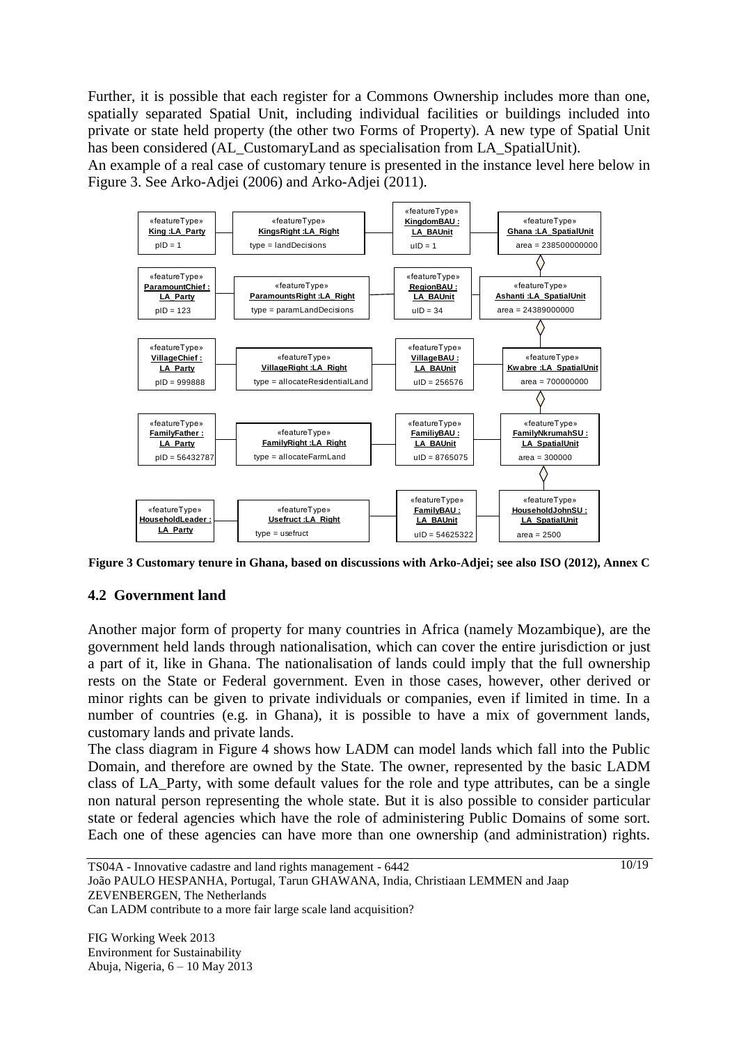Further, it is possible that each register for a Commons Ownership includes more than one, spatially separated Spatial Unit, including individual facilities or buildings included into private or state held property (the other two Forms of Property). A new type of Spatial Unit has been considered (AL_CustomaryLand as specialisation from LA_SpatialUnit).

An example of a real case of customary tenure is presented in the instance level here below in Figure 3. See Arko-Adjei (2006) and Arko-Adjei (2011).

| LA_Party | LA_Right | LA_BAUnit | LA_SpatialUnit |
|---|---|---|---|
| «featureType» **King :LA_Party** pID = 1 | «featureType» **KingsRight :LA_Right** type = landDecisions | «featureType» **KingdomBAU : LA_BAUnit** uID = 1 | «featureType» **Ghana :LA_SpatialUnit** area = 238500000000 |
| «featureType» **ParamountChief : LA_Party** pID = 123 | «featureType» **ParamountsRight :LA_Right** type = paramLandDecisions | «featureType» **RegionBAU : LA_BAUnit** uID = 34 | «featureType» **Ashanti :LA_SpatialUnit** area = 24389000000 |
| «featureType» **VillageChief : LA_Party** pID = 999888 | «featureType» **VillageRight :LA_Right** type = allocateResidentialLand | «featureType» **VillageBAU : LA_BAUnit** uID = 256576 | «featureType» **Kwabre :LA_SpatialUnit** area = 700000000 |
| «featureType» **FamilyFather : LA_Party** pID = 56432787 | «featureType» **FamilyRight :LA_Right** type = allocateFarmLand | «featureType» **FamiliyBAU : LA_BAUnit** uID = 8765075 | «featureType» **FamilyNkrumahSU : LA_SpatialUnit** area = 300000 |
| «featureType» **HouseholdLeader : LA_Party** | «featureType» **Usefruct :LA_Right** type = usefruct | «featureType» **FamilyBAU : LA_BAUnit** uID = 54625322 | «featureType» **HouseholdJohnSU : LA_SpatialUnit** area = 2500 |

**Figure 3 Customary tenure in Ghana, based on discussions with Arko-Adjei; see also ISO (2012), Annex C**

## 4.2 Government land

Another major form of property for many countries in Africa (namely Mozambique), are the government held lands through nationalisation, which can cover the entire jurisdiction or just a part of it, like in Ghana. The nationalisation of lands could imply that the full ownership rests on the State or Federal government. Even in those cases, however, other derived or minor rights can be given to private individuals or companies, even if limited in time. In a number of countries (e.g. in Ghana), it is possible to have a mix of government lands, customary lands and private lands.

The class diagram in Figure 4 shows how LADM can model lands which fall into the Public Domain, and therefore are owned by the State. The owner, represented by the basic LADM class of LA_Party, with some default values for the role and type attributes, can be a single non natural person representing the whole state. But it is also possible to consider particular state or federal agencies which have the role of administering Public Domains of some sort. Each one of these agencies can have more than one ownership (and administration) rights.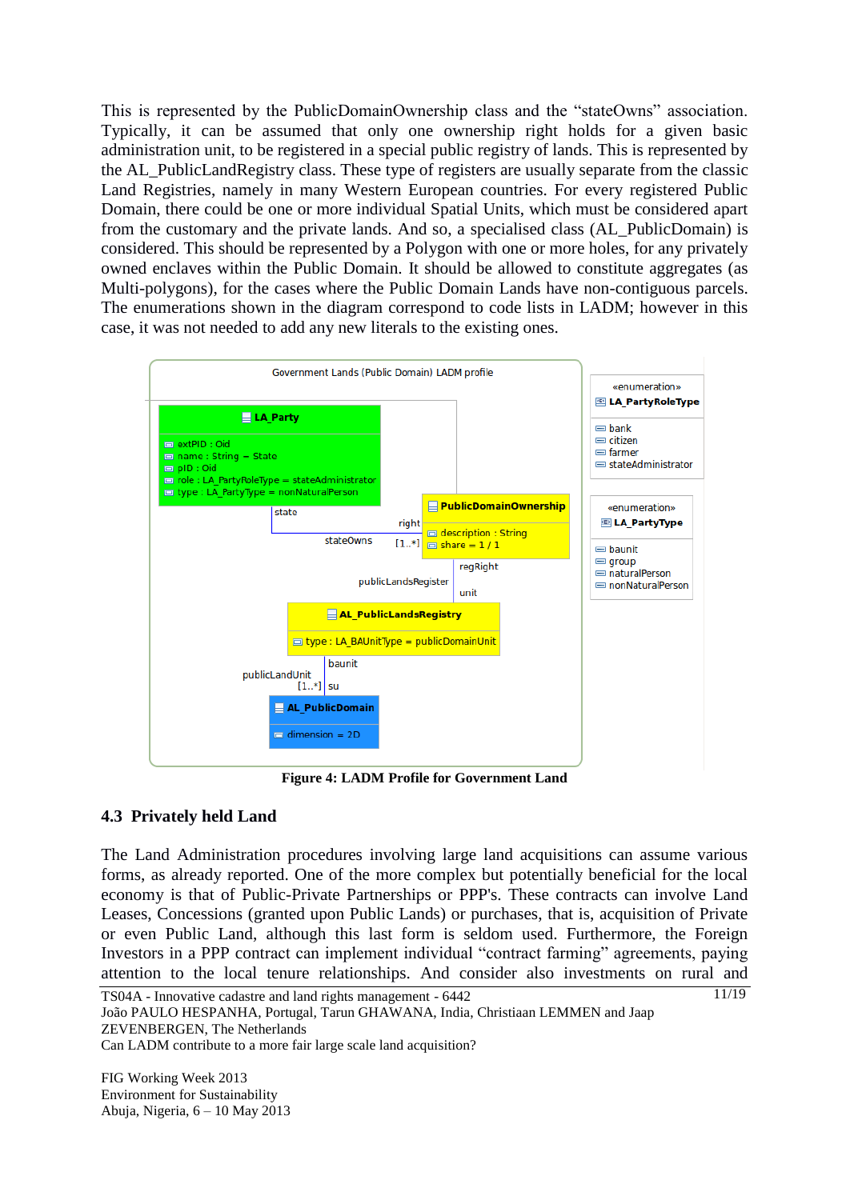This is represented by the PublicDomainOwnership class and the "stateOwns" association. Typically, it can be assumed that only one ownership right holds for a given basic administration unit, to be registered in a special public registry of lands. This is represented by the AL_PublicLandRegistry class. These type of registers are usually separate from the classic Land Registries, namely in many Western European countries. For every registered Public Domain, there could be one or more individual Spatial Units, which must be considered apart from the customary and the private lands. And so, a specialised class (AL_PublicDomain) is considered. This should be represented by a Polygon with one or more holes, for any privately owned enclaves within the Public Domain. It should be allowed to constitute aggregates (as Multi-polygons), for the cases where the Public Domain Lands have non-contiguous parcels. The enumerations shown in the diagram correspond to code lists in LADM; however in this case, it was not needed to add any new literals to the existing ones.

Government Lands (Public Domain) LADM profile

LA_Party
- extPID : Oid
- name : String = State
- pID : Oid
- role : LA_PartyRoleType = stateAdministrator
- type : LA_PartyType = nonNaturalPerson

PublicDomainOwnership
- description : String
- share = 1 / 1

AL_PublicLandsRegistry
- type : LA_BAUnitType = publicDomainUnit

AL_PublicDomain
- dimension = 2D

«enumeration» LA_PartyRoleType
- bank
- citizen
- farmer
- stateAdministrator

«enumeration» LA_PartyType
- baunit
- group
- naturalPerson
- nonNaturalPerson

**Figure 4: LADM Profile for Government Land**

## 4.3 Privately held Land

The Land Administration procedures involving large land acquisitions can assume various forms, as already reported. One of the more complex but potentially beneficial for the local economy is that of Public-Private Partnerships or PPP's. These contracts can involve Land Leases, Concessions (granted upon Public Lands) or purchases, that is, acquisition of Private or even Public Land, although this last form is seldom used. Furthermore, the Foreign Investors in a PPP contract can implement individual "contract farming" agreements, paying attention to the local tenure relationships. And consider also investments on rural and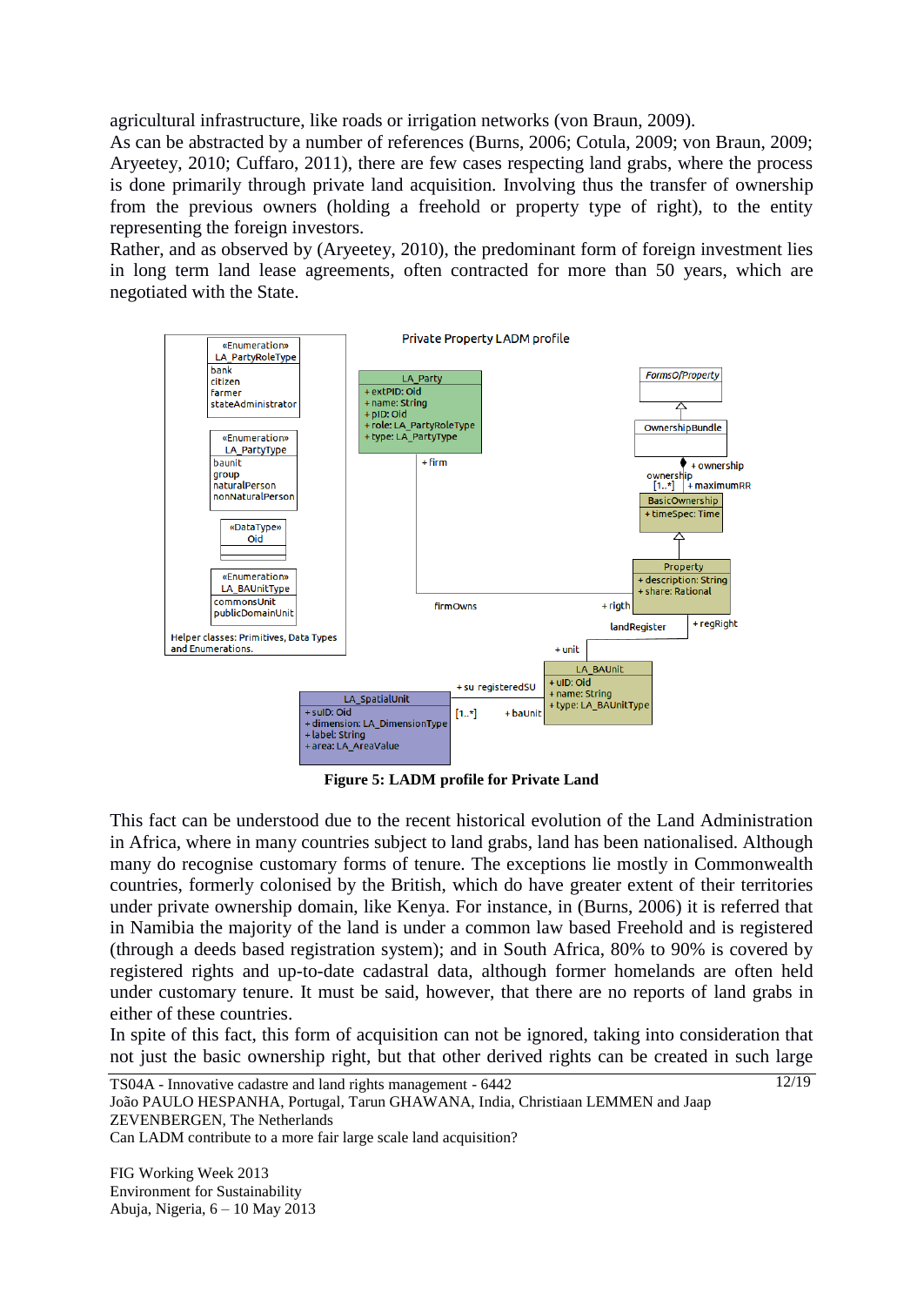agricultural infrastructure, like roads or irrigation networks (von Braun, 2009).

As can be abstracted by a number of references (Burns, 2006; Cotula, 2009; von Braun, 2009; Aryeetey, 2010; Cuffaro, 2011), there are few cases respecting land grabs, where the process is done primarily through private land acquisition. Involving thus the transfer of ownership from the previous owners (holding a freehold or property type of right), to the entity representing the foreign investors.

Rather, and as observed by (Aryeetey, 2010), the predominant form of foreign investment lies in long term land lease agreements, often contracted for more than 50 years, which are negotiated with the State.

**Figure 5: LADM profile for Private Land**

This fact can be understood due to the recent historical evolution of the Land Administration in Africa, where in many countries subject to land grabs, land has been nationalised. Although many do recognise customary forms of tenure. The exceptions lie mostly in Commonwealth countries, formerly colonised by the British, which do have greater extent of their territories under private ownership domain, like Kenya. For instance, in (Burns, 2006) it is referred that in Namibia the majority of the land is under a common law based Freehold and is registered (through a deeds based registration system); and in South Africa, 80% to 90% is covered by registered rights and up-to-date cadastral data, although former homelands are often held under customary tenure. It must be said, however, that there are no reports of land grabs in either of these countries.

In spite of this fact, this form of acquisition can not be ignored, taking into consideration that not just the basic ownership right, but that other derived rights can be created in such large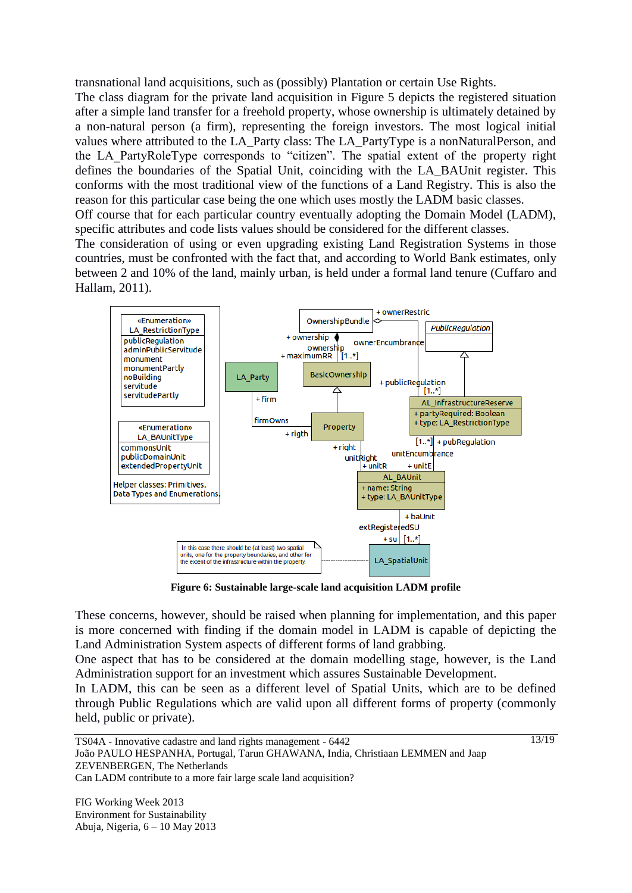transnational land acquisitions, such as (possibly) Plantation or certain Use Rights.
The class diagram for the private land acquisition in Figure 5 depicts the registered situation after a simple land transfer for a freehold property, whose ownership is ultimately detained by a non-natural person (a firm), representing the foreign investors. The most logical initial values where attributed to the LA_Party class: The LA_PartyType is a nonNaturalPerson, and the LA_PartyRoleType corresponds to “citizen”. The spatial extent of the property right defines the boundaries of the Spatial Unit, coinciding with the LA_BAUnit register. This conforms with the most traditional view of the functions of a Land Registry. This is also the reason for this particular case being the one which uses mostly the LADM basic classes.
Off course that for each particular country eventually adopting the Domain Model (LADM), specific attributes and code lists values should be considered for the different classes.
The consideration of using or even upgrading existing Land Registration Systems in those countries, must be confronted with the fact that, and according to World Bank estimates, only between 2 and 10% of the land, mainly urban, is held under a formal land tenure (Cuffaro and Hallam, 2011).

**Figure 6: Sustainable large-scale land acquisition LADM profile**

These concerns, however, should be raised when planning for implementation, and this paper is more concerned with finding if the domain model in LADM is capable of depicting the Land Administration System aspects of different forms of land grabbing.
One aspect that has to be considered at the domain modelling stage, however, is the Land Administration support for an investment which assures Sustainable Development.
In LADM, this can be seen as a different level of Spatial Units, which are to be defined through Public Regulations which are valid upon all different forms of property (commonly held, public or private).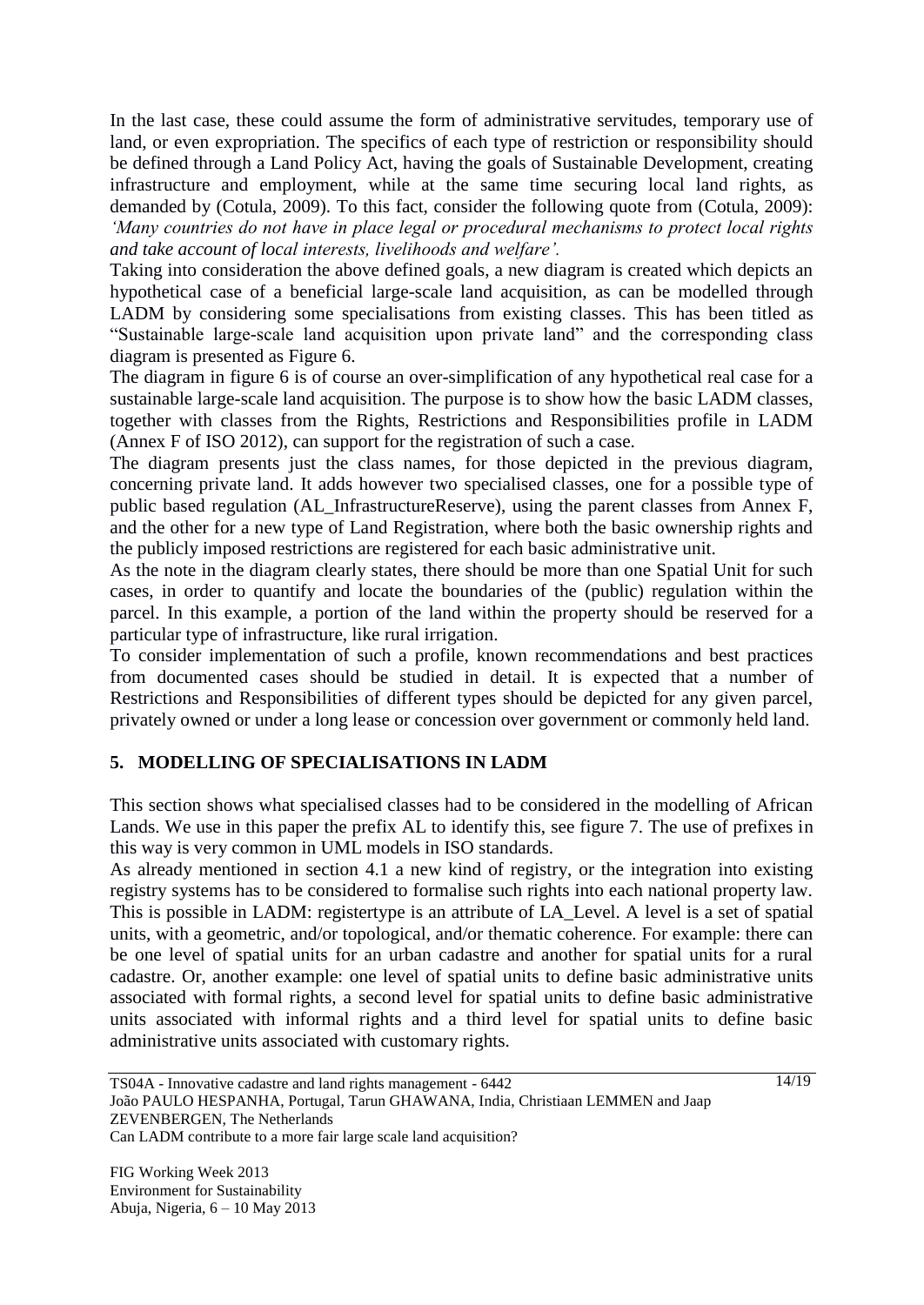In the last case, these could assume the form of administrative servitudes, temporary use of land, or even expropriation. The specifics of each type of restriction or responsibility should be defined through a Land Policy Act, having the goals of Sustainable Development, creating infrastructure and employment, while at the same time securing local land rights, as demanded by (Cotula, 2009). To this fact, consider the following quote from (Cotula, 2009): *'Many countries do not have in place legal or procedural mechanisms to protect local rights and take account of local interests, livelihoods and welfare'.*

Taking into consideration the above defined goals, a new diagram is created which depicts an hypothetical case of a beneficial large-scale land acquisition, as can be modelled through LADM by considering some specialisations from existing classes. This has been titled as "Sustainable large-scale land acquisition upon private land" and the corresponding class diagram is presented as Figure 6.

The diagram in figure 6 is of course an over-simplification of any hypothetical real case for a sustainable large-scale land acquisition. The purpose is to show how the basic LADM classes, together with classes from the Rights, Restrictions and Responsibilities profile in LADM (Annex F of ISO 2012), can support for the registration of such a case.

The diagram presents just the class names, for those depicted in the previous diagram, concerning private land. It adds however two specialised classes, one for a possible type of public based regulation (AL_InfrastructureReserve), using the parent classes from Annex F, and the other for a new type of Land Registration, where both the basic ownership rights and the publicly imposed restrictions are registered for each basic administrative unit.

As the note in the diagram clearly states, there should be more than one Spatial Unit for such cases, in order to quantify and locate the boundaries of the (public) regulation within the parcel. In this example, a portion of the land within the property should be reserved for a particular type of infrastructure, like rural irrigation.

To consider implementation of such a profile, known recommendations and best practices from documented cases should be studied in detail. It is expected that a number of Restrictions and Responsibilities of different types should be depicted for any given parcel, privately owned or under a long lease or concession over government or commonly held land.

## 5. MODELLING OF SPECIALISATIONS IN LADM

This section shows what specialised classes had to be considered in the modelling of African Lands. We use in this paper the prefix AL to identify this, see figure 7. The use of prefixes in this way is very common in UML models in ISO standards.

As already mentioned in section 4.1 a new kind of registry, or the integration into existing registry systems has to be considered to formalise such rights into each national property law. This is possible in LADM: registertype is an attribute of LA_Level. A level is a set of spatial units, with a geometric, and/or topological, and/or thematic coherence. For example: there can be one level of spatial units for an urban cadastre and another for spatial units for a rural cadastre. Or, another example: one level of spatial units to define basic administrative units associated with formal rights, a second level for spatial units to define basic administrative units associated with informal rights and a third level for spatial units to define basic administrative units associated with customary rights.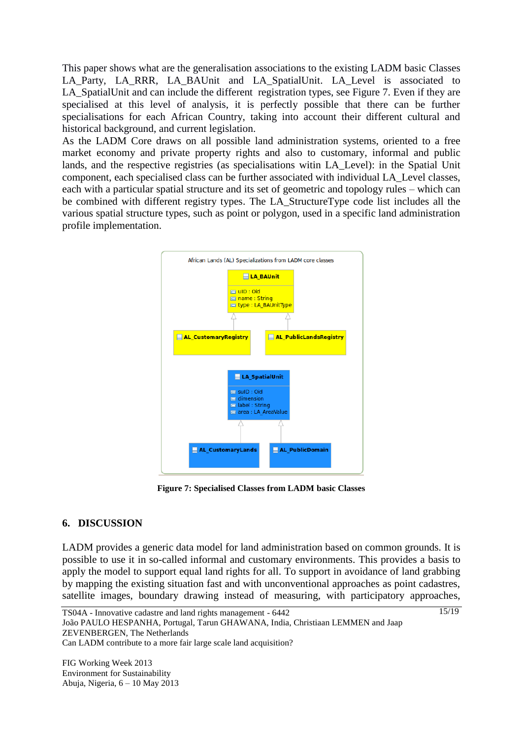This paper shows what are the generalisation associations to the existing LADM basic Classes LA_Party, LA_RRR, LA_BAUnit and LA_SpatialUnit. LA_Level is associated to LA_SpatialUnit and can include the different registration types, see Figure 7. Even if they are specialised at this level of analysis, it is perfectly possible that there can be further specialisations for each African Country, taking into account their different cultural and historical background, and current legislation.
As the LADM Core draws on all possible land administration systems, oriented to a free market economy and private property rights and also to customary, informal and public lands, and the respective registries (as specialisations witin LA_Level): in the Spatial Unit component, each specialised class can be further associated with individual LA_Level classes, each with a particular spatial structure and its set of geometric and topology rules – which can be combined with different registry types. The LA_StructureType code list includes all the various spatial structure types, such as point or polygon, used in a specific land administration profile implementation.

**Figure 7: Specialised Classes from LADM basic Classes**

## 6. DISCUSSION

LADM provides a generic data model for land administration based on common grounds. It is possible to use it in so-called informal and customary environments. This provides a basis to apply the model to support equal land rights for all. To support in avoidance of land grabbing by mapping the existing situation fast and with unconventional approaches as point cadastres, satellite images, boundary drawing instead of measuring, with participatory approaches,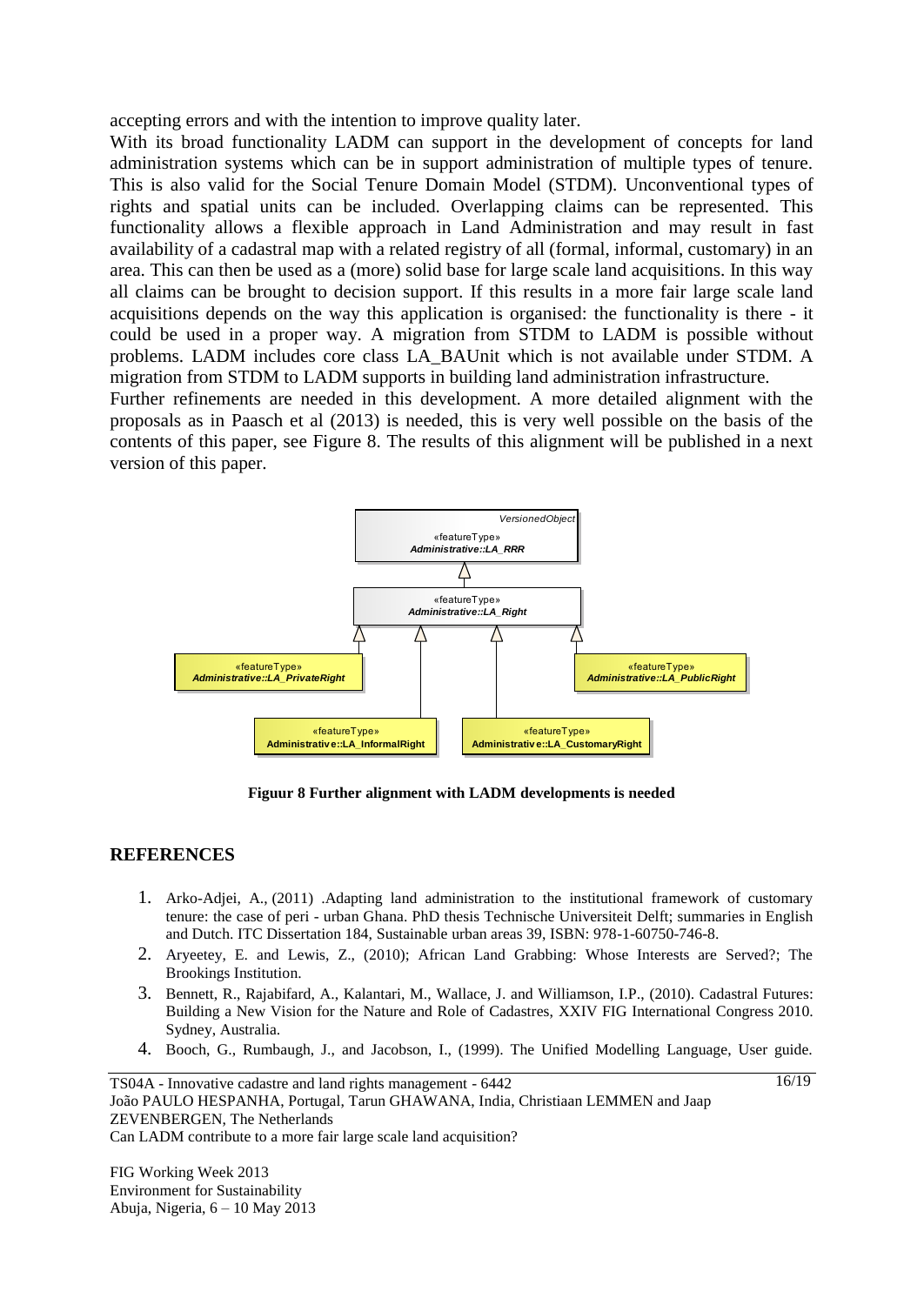accepting errors and with the intention to improve quality later.

With its broad functionality LADM can support in the development of concepts for land administration systems which can be in support administration of multiple types of tenure. This is also valid for the Social Tenure Domain Model (STDM). Unconventional types of rights and spatial units can be included. Overlapping claims can be represented. This functionality allows a flexible approach in Land Administration and may result in fast availability of a cadastral map with a related registry of all (formal, informal, customary) in an area. This can then be used as a (more) solid base for large scale land acquisitions. In this way all claims can be brought to decision support. If this results in a more fair large scale land acquisitions depends on the way this application is organised: the functionality is there - it could be used in a proper way. A migration from STDM to LADM is possible without problems. LADM includes core class LA_BAUnit which is not available under STDM. A migration from STDM to LADM supports in building land administration infrastructure.

Further refinements are needed in this development. A more detailed alignment with the proposals as in Paasch et al (2013) is needed, this is very well possible on the basis of the contents of this paper, see Figure 8. The results of this alignment will be published in a next version of this paper.

**Figuur 8 Further alignment with LADM developments is needed**

## REFERENCES

1. Arko-Adjei, A., (2011) .Adapting land administration to the institutional framework of customary tenure: the case of peri - urban Ghana. PhD thesis Technische Universiteit Delft; summaries in English and Dutch. ITC Dissertation 184, Sustainable urban areas 39, ISBN: 978-1-60750-746-8.
2. Aryeetey, E. and Lewis, Z., (2010); African Land Grabbing: Whose Interests are Served?; The Brookings Institution.
3. Bennett, R., Rajabifard, A., Kalantari, M., Wallace, J. and Williamson, I.P., (2010). Cadastral Futures: Building a New Vision for the Nature and Role of Cadastres, XXIV FIG International Congress 2010. Sydney, Australia.
4. Booch, G., Rumbaugh, J., and Jacobson, I., (1999). The Unified Modelling Language, User guide.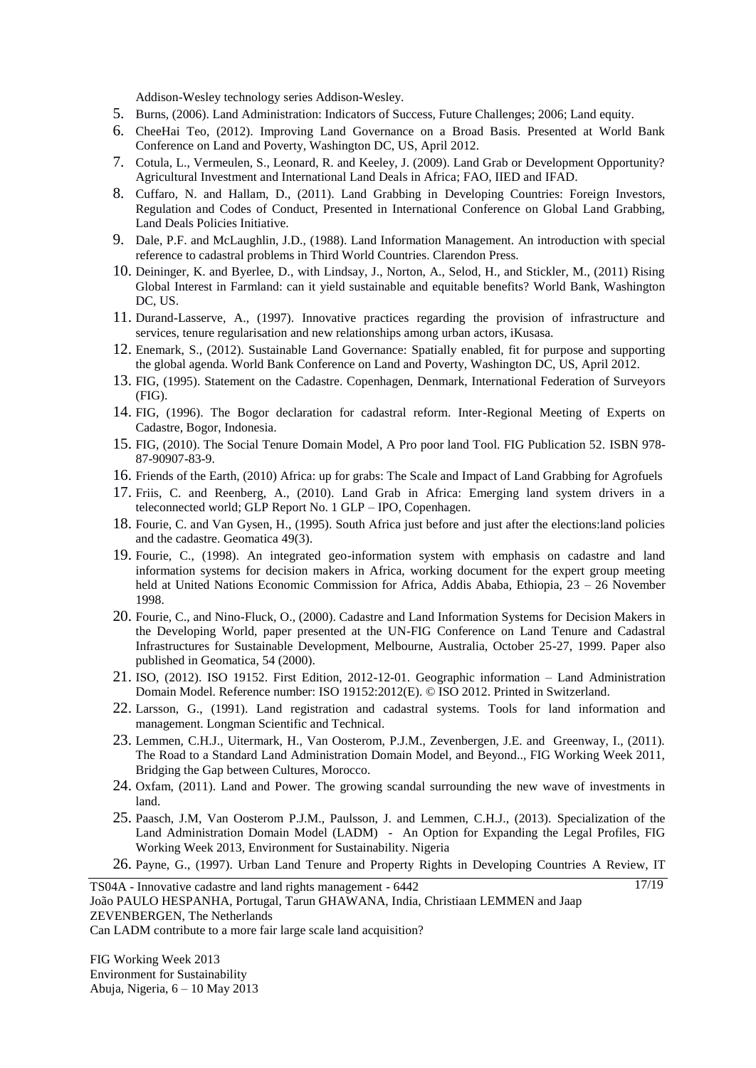Addison-Wesley technology series Addison-Wesley.

5. Burns, (2006). Land Administration: Indicators of Success, Future Challenges; 2006; Land equity.
6. CheeHai Teo, (2012). Improving Land Governance on a Broad Basis. Presented at World Bank Conference on Land and Poverty, Washington DC, US, April 2012.
7. Cotula, L., Vermeulen, S., Leonard, R. and Keeley, J. (2009). Land Grab or Development Opportunity? Agricultural Investment and International Land Deals in Africa; FAO, IIED and IFAD.
8. Cuffaro, N. and Hallam, D., (2011). Land Grabbing in Developing Countries: Foreign Investors, Regulation and Codes of Conduct, Presented in International Conference on Global Land Grabbing, Land Deals Policies Initiative.
9. Dale, P.F. and McLaughlin, J.D., (1988). Land Information Management. An introduction with special reference to cadastral problems in Third World Countries. Clarendon Press.
10. Deininger, K. and Byerlee, D., with Lindsay, J., Norton, A., Selod, H., and Stickler, M., (2011) Rising Global Interest in Farmland: can it yield sustainable and equitable benefits? World Bank, Washington DC, US.
11. Durand-Lasserve, A., (1997). Innovative practices regarding the provision of infrastructure and services, tenure regularisation and new relationships among urban actors, iKusasa.
12. Enemark, S., (2012). Sustainable Land Governance: Spatially enabled, fit for purpose and supporting the global agenda. World Bank Conference on Land and Poverty, Washington DC, US, April 2012.
13. FIG, (1995). Statement on the Cadastre. Copenhagen, Denmark, International Federation of Surveyors (FIG).
14. FIG, (1996). The Bogor declaration for cadastral reform. Inter-Regional Meeting of Experts on Cadastre, Bogor, Indonesia.
15. FIG, (2010). The Social Tenure Domain Model, A Pro poor land Tool. FIG Publication 52. ISBN 978-87-90907-83-9.
16. Friends of the Earth, (2010) Africa: up for grabs: The Scale and Impact of Land Grabbing for Agrofuels
17. Friis, C. and Reenberg, A., (2010). Land Grab in Africa: Emerging land system drivers in a teleconnected world; GLP Report No. 1 GLP – IPO, Copenhagen.
18. Fourie, C. and Van Gysen, H., (1995). South Africa just before and just after the elections:land policies and the cadastre. Geomatica 49(3).
19. Fourie, C., (1998). An integrated geo-information system with emphasis on cadastre and land information systems for decision makers in Africa, working document for the expert group meeting held at United Nations Economic Commission for Africa, Addis Ababa, Ethiopia, 23 – 26 November 1998.
20. Fourie, C., and Nino-Fluck, O., (2000). Cadastre and Land Information Systems for Decision Makers in the Developing World, paper presented at the UN-FIG Conference on Land Tenure and Cadastral Infrastructures for Sustainable Development, Melbourne, Australia, October 25-27, 1999. Paper also published in Geomatica, 54 (2000).
21. ISO, (2012). ISO 19152. First Edition, 2012-12-01. Geographic information – Land Administration Domain Model. Reference number: ISO 19152:2012(E). © ISO 2012. Printed in Switzerland.
22. Larsson, G., (1991). Land registration and cadastral systems. Tools for land information and management. Longman Scientific and Technical.
23. Lemmen, C.H.J., Uitermark, H., Van Oosterom, P.J.M., Zevenbergen, J.E. and Greenway, I., (2011). The Road to a Standard Land Administration Domain Model, and Beyond.., FIG Working Week 2011, Bridging the Gap between Cultures, Morocco.
24. Oxfam, (2011). Land and Power. The growing scandal surrounding the new wave of investments in land.
25. Paasch, J.M, Van Oosterom P.J.M., Paulsson, J. and Lemmen, C.H.J., (2013). Specialization of the Land Administration Domain Model (LADM) - An Option for Expanding the Legal Profiles, FIG Working Week 2013, Environment for Sustainability. Nigeria
26. Payne, G., (1997). Urban Land Tenure and Property Rights in Developing Countries A Review, IT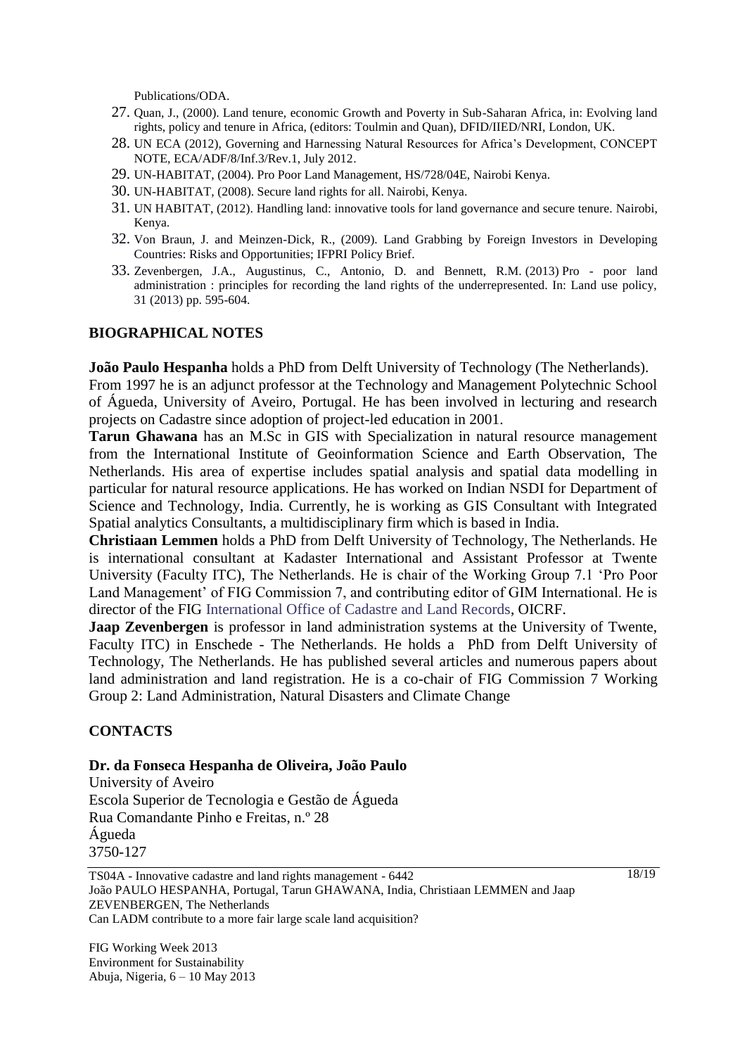Publications/ODA.

27. Quan, J., (2000). Land tenure, economic Growth and Poverty in Sub-Saharan Africa, in: Evolving land rights, policy and tenure in Africa, (editors: Toulmin and Quan), DFID/IIED/NRI, London, UK.
28. UN ECA (2012), Governing and Harnessing Natural Resources for Africa's Development, CONCEPT NOTE, ECA/ADF/8/Inf.3/Rev.1, July 2012.
29. UN-HABITAT, (2004). Pro Poor Land Management, HS/728/04E, Nairobi Kenya.
30. UN-HABITAT, (2008). Secure land rights for all. Nairobi, Kenya.
31. UN HABITAT, (2012). Handling land: innovative tools for land governance and secure tenure. Nairobi, Kenya.
32. Von Braun, J. and Meinzen-Dick, R., (2009). Land Grabbing by Foreign Investors in Developing Countries: Risks and Opportunities; IFPRI Policy Brief.
33. Zevenbergen, J.A., Augustinus, C., Antonio, D. and Bennett, R.M. (2013) Pro - poor land administration : principles for recording the land rights of the underrepresented. In: Land use policy, 31 (2013) pp. 595-604.

## BIOGRAPHICAL NOTES

**João Paulo Hespanha** holds a PhD from Delft University of Technology (The Netherlands). From 1997 he is an adjunct professor at the Technology and Management Polytechnic School of Águeda, University of Aveiro, Portugal. He has been involved in lecturing and research projects on Cadastre since adoption of project-led education in 2001.

**Tarun Ghawana** has an M.Sc in GIS with Specialization in natural resource management from the International Institute of Geoinformation Science and Earth Observation, The Netherlands. His area of expertise includes spatial analysis and spatial data modelling in particular for natural resource applications. He has worked on Indian NSDI for Department of Science and Technology, India. Currently, he is working as GIS Consultant with Integrated Spatial analytics Consultants, a multidisciplinary firm which is based in India.

**Christiaan Lemmen** holds a PhD from Delft University of Technology, The Netherlands. He is international consultant at Kadaster International and Assistant Professor at Twente University (Faculty ITC), The Netherlands. He is chair of the Working Group 7.1 'Pro Poor Land Management' of FIG Commission 7, and contributing editor of GIM International. He is director of the FIG International Office of Cadastre and Land Records, OICRF.

**Jaap Zevenbergen** is professor in land administration systems at the University of Twente, Faculty ITC) in Enschede - The Netherlands. He holds a PhD from Delft University of Technology, The Netherlands. He has published several articles and numerous papers about land administration and land registration. He is a co-chair of FIG Commission 7 Working Group 2: Land Administration, Natural Disasters and Climate Change

## CONTACTS

**Dr. da Fonseca Hespanha de Oliveira, João Paulo**
University of Aveiro
Escola Superior de Tecnologia e Gestão de Águeda
Rua Comandante Pinho e Freitas, n.º 28
Águeda
3750-127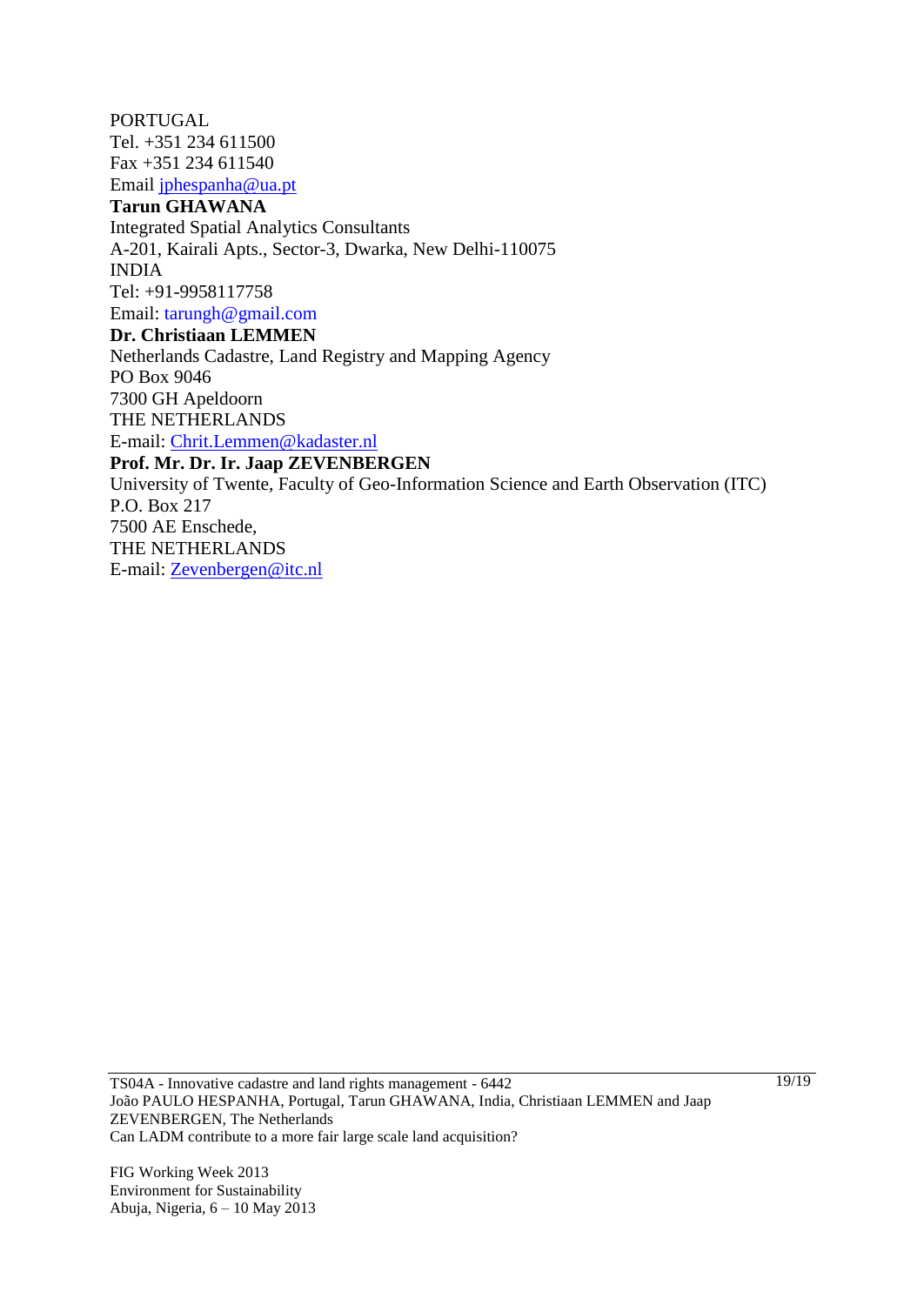PORTUGAL
Tel. +351 234 611500
Fax +351 234 611540
Email jphespanha@ua.pt

**Tarun GHAWANA**
Integrated Spatial Analytics Consultants
A-201, Kairali Apts., Sector-3, Dwarka, New Delhi-110075
INDIA
Tel: +91-9958117758
Email: tarungh@gmail.com

**Dr. Christiaan LEMMEN**
Netherlands Cadastre, Land Registry and Mapping Agency
PO Box 9046
7300 GH Apeldoorn
THE NETHERLANDS
E-mail: Chrit.Lemmen@kadaster.nl

**Prof. Mr. Dr. Ir. Jaap ZEVENBERGEN**
University of Twente, Faculty of Geo-Information Science and Earth Observation (ITC)
P.O. Box 217
7500 AE Enschede,
THE NETHERLANDS
E-mail: Zevenbergen@itc.nl